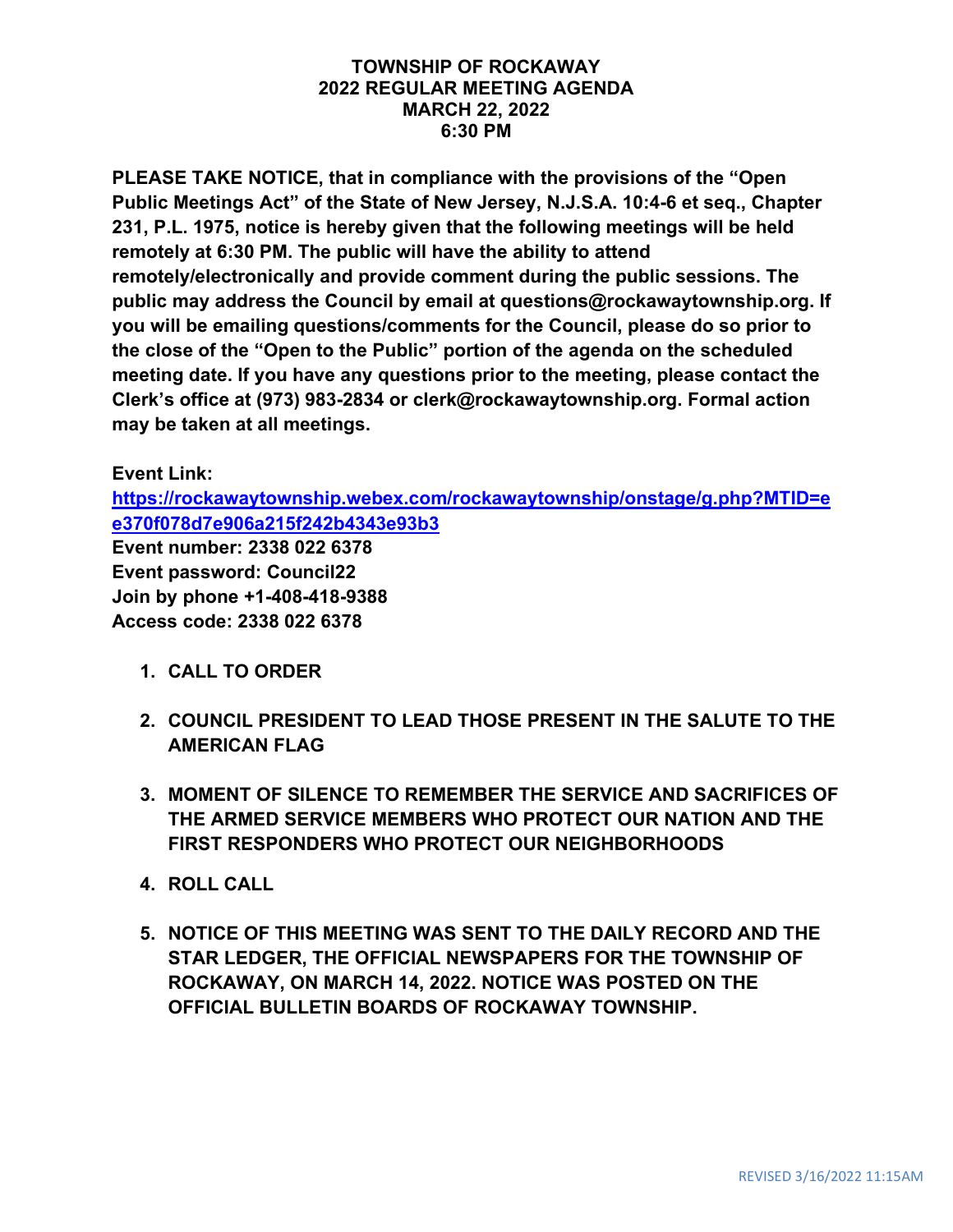# TOWNSHIP OF ROCKAWAY
# 2022 REGULAR MEETING AGENDA
# MARCH 22, 2022
# 6:30 PM

**PLEASE TAKE NOTICE, that in compliance with the provisions of the "Open Public Meetings Act" of the State of New Jersey, N.J.S.A. 10:4-6 et seq., Chapter 231, P.L. 1975, notice is hereby given that the following meetings will be held remotely at 6:30 PM. The public will have the ability to attend remotely/electronically and provide comment during the public sessions. The public may address the Council by email at questions@rockawaytownship.org. If you will be emailing questions/comments for the Council, please do so prior to the close of the "Open to the Public" portion of the agenda on the scheduled meeting date. If you have any questions prior to the meeting, please contact the Clerk's office at (973) 983-2834 or clerk@rockawaytownship.org. Formal action may be taken at all meetings.**

**Event Link:**
**https://rockawaytownship.webex.com/rockawaytownship/onstage/g.php?MTID=ee370f078d7e906a215f242b4343e93b3**
**Event number: 2338 022 6378**
**Event password: Council22**
**Join by phone +1-408-418-9388**
**Access code: 2338 022 6378**

1. **CALL TO ORDER**
2. **COUNCIL PRESIDENT TO LEAD THOSE PRESENT IN THE SALUTE TO THE AMERICAN FLAG**
3. **MOMENT OF SILENCE TO REMEMBER THE SERVICE AND SACRIFICES OF THE ARMED SERVICE MEMBERS WHO PROTECT OUR NATION AND THE FIRST RESPONDERS WHO PROTECT OUR NEIGHBORHOODS**
4. **ROLL CALL**
5. **NOTICE OF THIS MEETING WAS SENT TO THE DAILY RECORD AND THE STAR LEDGER, THE OFFICIAL NEWSPAPERS FOR THE TOWNSHIP OF ROCKAWAY, ON MARCH 14, 2022. NOTICE WAS POSTED ON THE OFFICIAL BULLETIN BOARDS OF ROCKAWAY TOWNSHIP.**

REVISED 3/16/2022 11:15AM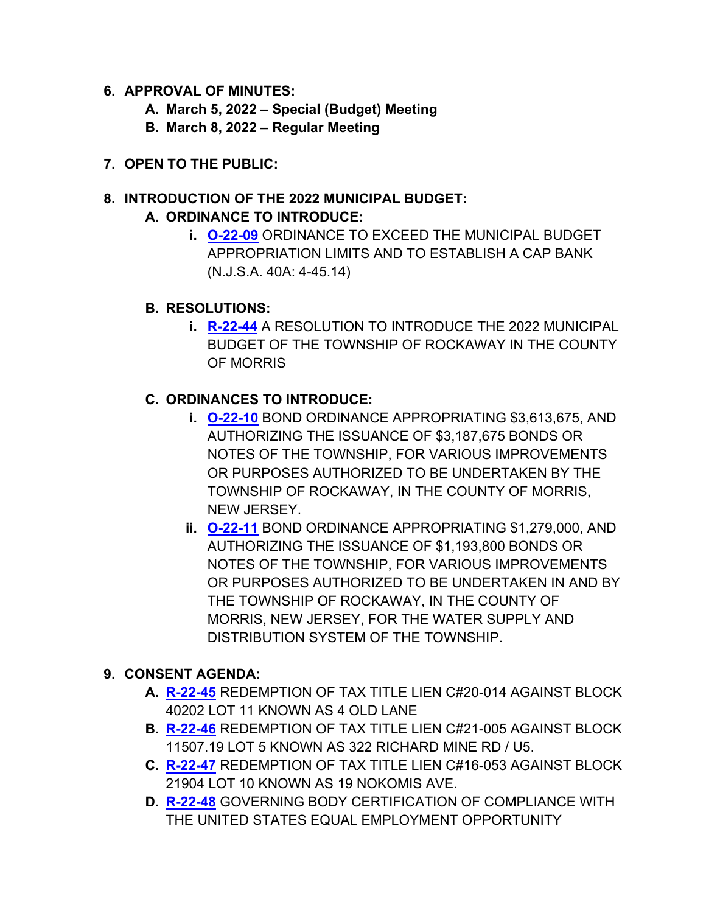6. **APPROVAL OF MINUTES:**
   - **A. March 5, 2022 – Special (Budget) Meeting**
   - **B. March 8, 2022 – Regular Meeting**

7. **OPEN TO THE PUBLIC:**

8. **INTRODUCTION OF THE 2022 MUNICIPAL BUDGET:**
   - **A. ORDINANCE TO INTRODUCE:**
     - **i.** **O-22-09** ORDINANCE TO EXCEED THE MUNICIPAL BUDGET APPROPRIATION LIMITS AND TO ESTABLISH A CAP BANK (N.J.S.A. 40A: 4-45.14)
   - **B. RESOLUTIONS:**
     - **i.** **R-22-44** A RESOLUTION TO INTRODUCE THE 2022 MUNICIPAL BUDGET OF THE TOWNSHIP OF ROCKAWAY IN THE COUNTY OF MORRIS
   - **C. ORDINANCES TO INTRODUCE:**
     - **i.** **O-22-10** BOND ORDINANCE APPROPRIATING $3,613,675, AND AUTHORIZING THE ISSUANCE OF $3,187,675 BONDS OR NOTES OF THE TOWNSHIP, FOR VARIOUS IMPROVEMENTS OR PURPOSES AUTHORIZED TO BE UNDERTAKEN BY THE TOWNSHIP OF ROCKAWAY, IN THE COUNTY OF MORRIS, NEW JERSEY.
     - **ii.** **O-22-11** BOND ORDINANCE APPROPRIATING $1,279,000, AND AUTHORIZING THE ISSUANCE OF $1,193,800 BONDS OR NOTES OF THE TOWNSHIP, FOR VARIOUS IMPROVEMENTS OR PURPOSES AUTHORIZED TO BE UNDERTAKEN IN AND BY THE TOWNSHIP OF ROCKAWAY, IN THE COUNTY OF MORRIS, NEW JERSEY, FOR THE WATER SUPPLY AND DISTRIBUTION SYSTEM OF THE TOWNSHIP.

9. **CONSENT AGENDA:**
   - **A.** **R-22-45** REDEMPTION OF TAX TITLE LIEN C#20-014 AGAINST BLOCK 40202 LOT 11 KNOWN AS 4 OLD LANE
   - **B.** **R-22-46** REDEMPTION OF TAX TITLE LIEN C#21-005 AGAINST BLOCK 11507.19 LOT 5 KNOWN AS 322 RICHARD MINE RD / U5.
   - **C.** **R-22-47** REDEMPTION OF TAX TITLE LIEN C#16-053 AGAINST BLOCK 21904 LOT 10 KNOWN AS 19 NOKOMIS AVE.
   - **D.** **R-22-48** GOVERNING BODY CERTIFICATION OF COMPLIANCE WITH THE UNITED STATES EQUAL EMPLOYMENT OPPORTUNITY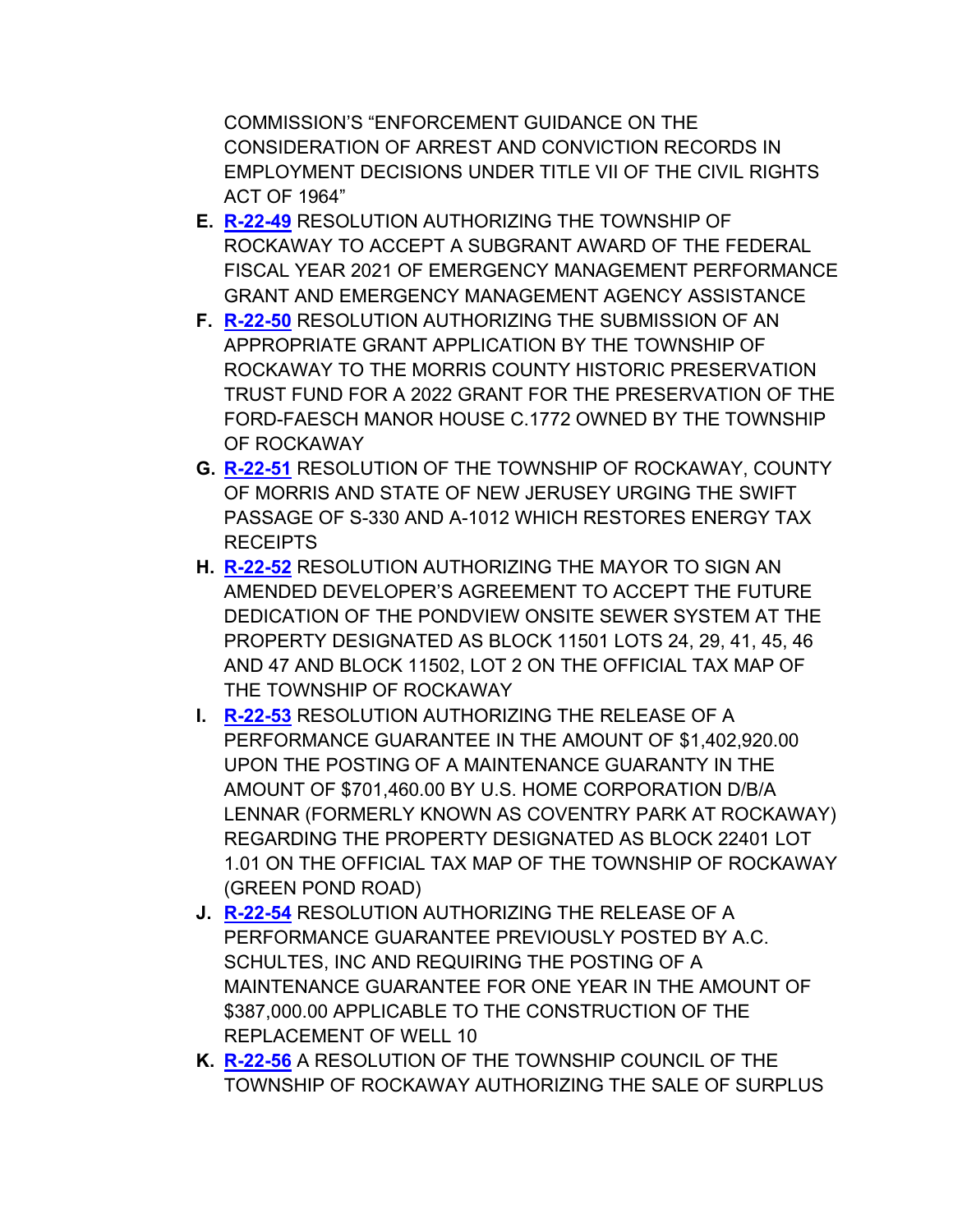COMMISSION'S "ENFORCEMENT GUIDANCE ON THE CONSIDERATION OF ARREST AND CONVICTION RECORDS IN EMPLOYMENT DECISIONS UNDER TITLE VII OF THE CIVIL RIGHTS ACT OF 1964"

- **E.** **R-22-49** RESOLUTION AUTHORIZING THE TOWNSHIP OF ROCKAWAY TO ACCEPT A SUBGRANT AWARD OF THE FEDERAL FISCAL YEAR 2021 OF EMERGENCY MANAGEMENT PERFORMANCE GRANT AND EMERGENCY MANAGEMENT AGENCY ASSISTANCE
- **F.** **R-22-50** RESOLUTION AUTHORIZING THE SUBMISSION OF AN APPROPRIATE GRANT APPLICATION BY THE TOWNSHIP OF ROCKAWAY TO THE MORRIS COUNTY HISTORIC PRESERVATION TRUST FUND FOR A 2022 GRANT FOR THE PRESERVATION OF THE FORD-FAESCH MANOR HOUSE C.1772 OWNED BY THE TOWNSHIP OF ROCKAWAY
- **G.** **R-22-51** RESOLUTION OF THE TOWNSHIP OF ROCKAWAY, COUNTY OF MORRIS AND STATE OF NEW JERUSEY URGING THE SWIFT PASSAGE OF S-330 AND A-1012 WHICH RESTORES ENERGY TAX RECEIPTS
- **H.** **R-22-52** RESOLUTION AUTHORIZING THE MAYOR TO SIGN AN AMENDED DEVELOPER'S AGREEMENT TO ACCEPT THE FUTURE DEDICATION OF THE PONDVIEW ONSITE SEWER SYSTEM AT THE PROPERTY DESIGNATED AS BLOCK 11501 LOTS 24, 29, 41, 45, 46 AND 47 AND BLOCK 11502, LOT 2 ON THE OFFICIAL TAX MAP OF THE TOWNSHIP OF ROCKAWAY
- **I.** **R-22-53** RESOLUTION AUTHORIZING THE RELEASE OF A PERFORMANCE GUARANTEE IN THE AMOUNT OF $1,402,920.00 UPON THE POSTING OF A MAINTENANCE GUARANTY IN THE AMOUNT OF $701,460.00 BY U.S. HOME CORPORATION D/B/A LENNAR (FORMERLY KNOWN AS COVENTRY PARK AT ROCKAWAY) REGARDING THE PROPERTY DESIGNATED AS BLOCK 22401 LOT 1.01 ON THE OFFICIAL TAX MAP OF THE TOWNSHIP OF ROCKAWAY (GREEN POND ROAD)
- **J.** **R-22-54** RESOLUTION AUTHORIZING THE RELEASE OF A PERFORMANCE GUARANTEE PREVIOUSLY POSTED BY A.C. SCHULTES, INC AND REQUIRING THE POSTING OF A MAINTENANCE GUARANTEE FOR ONE YEAR IN THE AMOUNT OF $387,000.00 APPLICABLE TO THE CONSTRUCTION OF THE REPLACEMENT OF WELL 10
- **K.** **R-22-56** A RESOLUTION OF THE TOWNSHIP COUNCIL OF THE TOWNSHIP OF ROCKAWAY AUTHORIZING THE SALE OF SURPLUS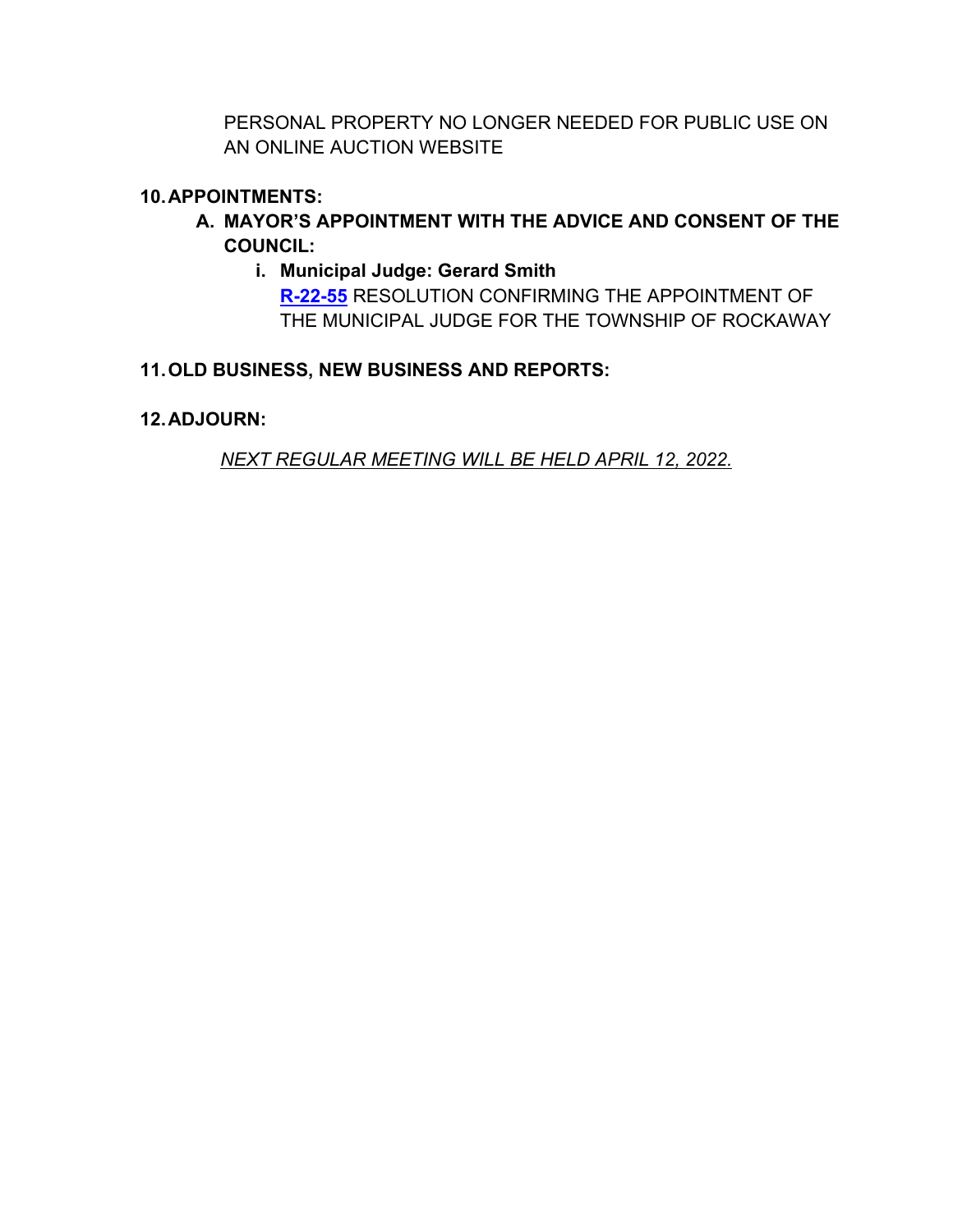PERSONAL PROPERTY NO LONGER NEEDED FOR PUBLIC USE ON AN ONLINE AUCTION WEBSITE

**10. APPOINTMENTS:**

**A. MAYOR'S APPOINTMENT WITH THE ADVICE AND CONSENT OF THE COUNCIL:**

**i. Municipal Judge: Gerard Smith**

**R-22-55** RESOLUTION CONFIRMING THE APPOINTMENT OF THE MUNICIPAL JUDGE FOR THE TOWNSHIP OF ROCKAWAY

**11. OLD BUSINESS, NEW BUSINESS AND REPORTS:**

**12. ADJOURN:**

*NEXT REGULAR MEETING WILL BE HELD APRIL 12, 2022.*